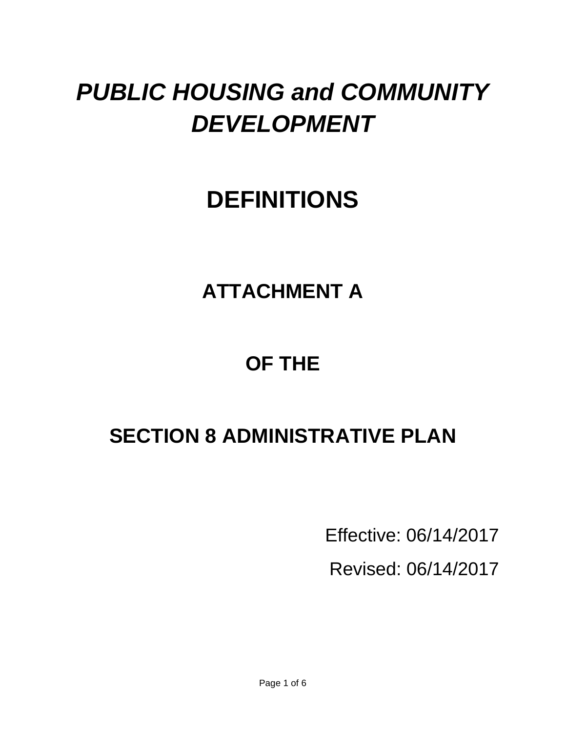# *PUBLIC HOUSING and COMMUNITY DEVELOPMENT*

# DEFINITIONS

## ATTACHMENT A

## OF THE

## SECTION 8 ADMINISTRATIVE PLAN

Effective: 06/14/2017

Revised: 06/14/2017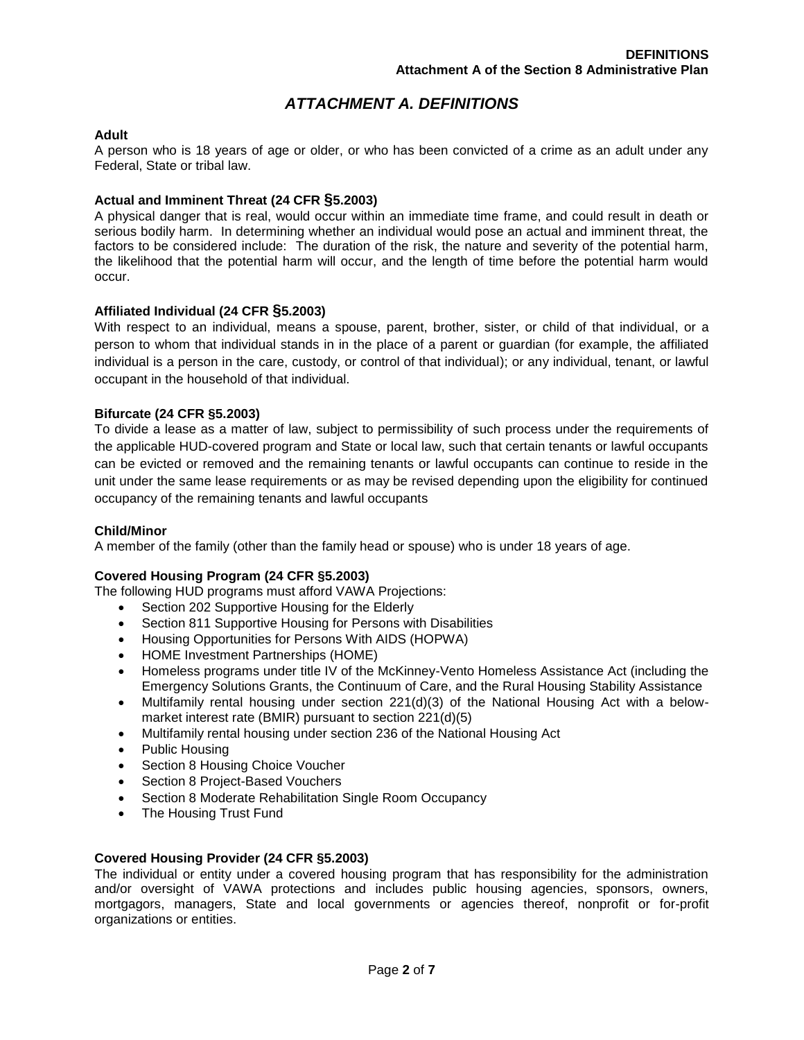# ATTACHMENT A. DEFINITIONS

**Adult**
A person who is 18 years of age or older, or who has been convicted of a crime as an adult under any Federal, State or tribal law.

**Actual and Imminent Threat (24 CFR §5.2003)**
A physical danger that is real, would occur within an immediate time frame, and could result in death or serious bodily harm. In determining whether an individual would pose an actual and imminent threat, the factors to be considered include: The duration of the risk, the nature and severity of the potential harm, the likelihood that the potential harm will occur, and the length of time before the potential harm would occur.

**Affiliated Individual (24 CFR §5.2003)**
With respect to an individual, means a spouse, parent, brother, sister, or child of that individual, or a person to whom that individual stands in in the place of a parent or guardian (for example, the affiliated individual is a person in the care, custody, or control of that individual); or any individual, tenant, or lawful occupant in the household of that individual.

**Bifurcate (24 CFR §5.2003)**
To divide a lease as a matter of law, subject to permissibility of such process under the requirements of the applicable HUD-covered program and State or local law, such that certain tenants or lawful occupants can be evicted or removed and the remaining tenants or lawful occupants can continue to reside in the unit under the same lease requirements or as may be revised depending upon the eligibility for continued occupancy of the remaining tenants and lawful occupants

**Child/Minor**
A member of the family (other than the family head or spouse) who is under 18 years of age.

**Covered Housing Program (24 CFR §5.2003)**
The following HUD programs must afford VAWA Projections:

- Section 202 Supportive Housing for the Elderly
- Section 811 Supportive Housing for Persons with Disabilities
- Housing Opportunities for Persons With AIDS (HOPWA)
- HOME Investment Partnerships (HOME)
- Homeless programs under title IV of the McKinney-Vento Homeless Assistance Act (including the Emergency Solutions Grants, the Continuum of Care, and the Rural Housing Stability Assistance
- Multifamily rental housing under section 221(d)(3) of the National Housing Act with a below-market interest rate (BMIR) pursuant to section 221(d)(5)
- Multifamily rental housing under section 236 of the National Housing Act
- Public Housing
- Section 8 Housing Choice Voucher
- Section 8 Project-Based Vouchers
- Section 8 Moderate Rehabilitation Single Room Occupancy
- The Housing Trust Fund

**Covered Housing Provider (24 CFR §5.2003)**
The individual or entity under a covered housing program that has responsibility for the administration and/or oversight of VAWA protections and includes public housing agencies, sponsors, owners, mortgagors, managers, State and local governments or agencies thereof, nonprofit or for-profit organizations or entities.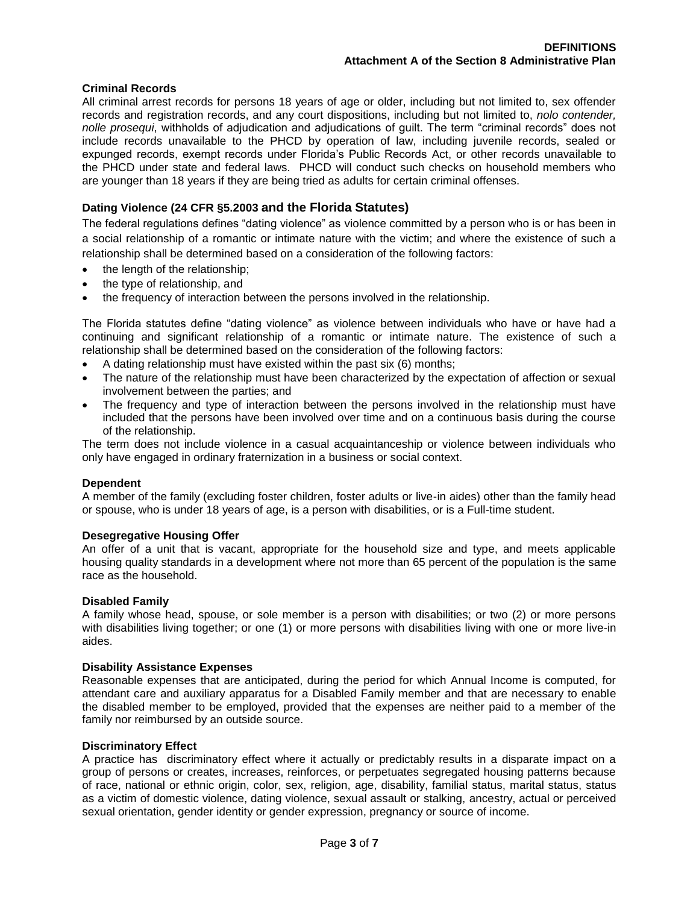**Criminal Records**

All criminal arrest records for persons 18 years of age or older, including but not limited to, sex offender records and registration records, and any court dispositions, including but not limited to, *nolo contender, nolle prosequi*, withholds of adjudication and adjudications of guilt. The term "criminal records" does not include records unavailable to the PHCD by operation of law, including juvenile records, sealed or expunged records, exempt records under Florida's Public Records Act, or other records unavailable to the PHCD under state and federal laws. PHCD will conduct such checks on household members who are younger than 18 years if they are being tried as adults for certain criminal offenses.

**Dating Violence (24 CFR §5.2003 and the Florida Statutes)**

The federal regulations defines "dating violence" as violence committed by a person who is or has been in a social relationship of a romantic or intimate nature with the victim; and where the existence of such a relationship shall be determined based on a consideration of the following factors:

- the length of the relationship;
- the type of relationship, and
- the frequency of interaction between the persons involved in the relationship.

The Florida statutes define "dating violence" as violence between individuals who have or have had a continuing and significant relationship of a romantic or intimate nature. The existence of such a relationship shall be determined based on the consideration of the following factors:

- A dating relationship must have existed within the past six (6) months;
- The nature of the relationship must have been characterized by the expectation of affection or sexual involvement between the parties; and
- The frequency and type of interaction between the persons involved in the relationship must have included that the persons have been involved over time and on a continuous basis during the course of the relationship.

The term does not include violence in a casual acquaintanceship or violence between individuals who only have engaged in ordinary fraternization in a business or social context.

**Dependent**

A member of the family (excluding foster children, foster adults or live-in aides) other than the family head or spouse, who is under 18 years of age, is a person with disabilities, or is a Full-time student.

**Desegregative Housing Offer**

An offer of a unit that is vacant, appropriate for the household size and type, and meets applicable housing quality standards in a development where not more than 65 percent of the population is the same race as the household.

**Disabled Family**

A family whose head, spouse, or sole member is a person with disabilities; or two (2) or more persons with disabilities living together; or one (1) or more persons with disabilities living with one or more live-in aides.

**Disability Assistance Expenses**

Reasonable expenses that are anticipated, during the period for which Annual Income is computed, for attendant care and auxiliary apparatus for a Disabled Family member and that are necessary to enable the disabled member to be employed, provided that the expenses are neither paid to a member of the family nor reimbursed by an outside source.

**Discriminatory Effect**

A practice has discriminatory effect where it actually or predictably results in a disparate impact on a group of persons or creates, increases, reinforces, or perpetuates segregated housing patterns because of race, national or ethnic origin, color, sex, religion, age, disability, familial status, marital status, status as a victim of domestic violence, dating violence, sexual assault or stalking, ancestry, actual or perceived sexual orientation, gender identity or gender expression, pregnancy or source of income.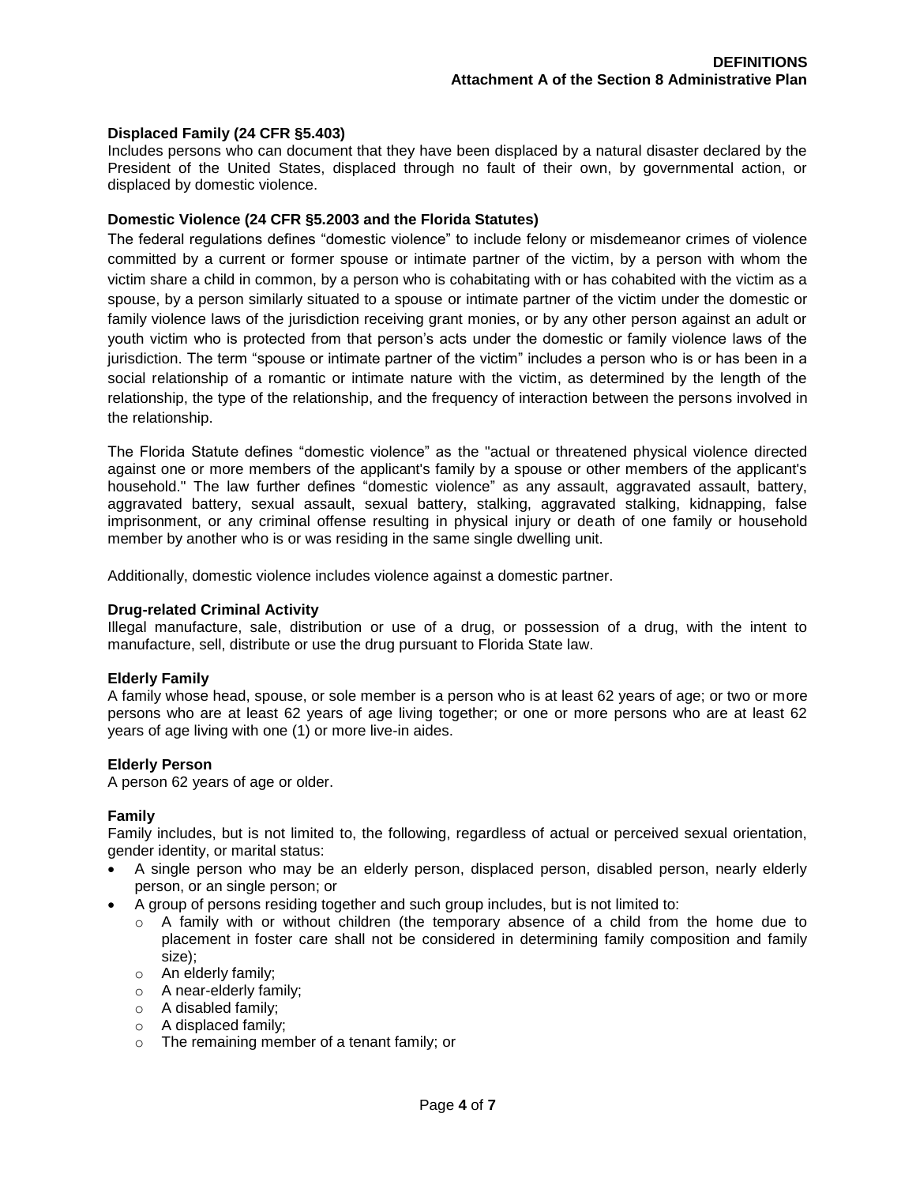### Displaced Family (24 CFR §5.403)

Includes persons who can document that they have been displaced by a natural disaster declared by the President of the United States, displaced through no fault of their own, by governmental action, or displaced by domestic violence.

### Domestic Violence (24 CFR §5.2003 and the Florida Statutes)

The federal regulations defines "domestic violence" to include felony or misdemeanor crimes of violence committed by a current or former spouse or intimate partner of the victim, by a person with whom the victim share a child in common, by a person who is cohabitating with or has cohabited with the victim as a spouse, by a person similarly situated to a spouse or intimate partner of the victim under the domestic or family violence laws of the jurisdiction receiving grant monies, or by any other person against an adult or youth victim who is protected from that person's acts under the domestic or family violence laws of the jurisdiction. The term "spouse or intimate partner of the victim" includes a person who is or has been in a social relationship of a romantic or intimate nature with the victim, as determined by the length of the relationship, the type of the relationship, and the frequency of interaction between the persons involved in the relationship.

The Florida Statute defines "domestic violence" as the "actual or threatened physical violence directed against one or more members of the applicant's family by a spouse or other members of the applicant's household." The law further defines "domestic violence" as any assault, aggravated assault, battery, aggravated battery, sexual assault, sexual battery, stalking, aggravated stalking, kidnapping, false imprisonment, or any criminal offense resulting in physical injury or death of one family or household member by another who is or was residing in the same single dwelling unit.

Additionally, domestic violence includes violence against a domestic partner.

### Drug-related Criminal Activity

Illegal manufacture, sale, distribution or use of a drug, or possession of a drug, with the intent to manufacture, sell, distribute or use the drug pursuant to Florida State law.

### Elderly Family

A family whose head, spouse, or sole member is a person who is at least 62 years of age; or two or more persons who are at least 62 years of age living together; or one or more persons who are at least 62 years of age living with one (1) or more live-in aides.

### Elderly Person

A person 62 years of age or older.

### Family

Family includes, but is not limited to, the following, regardless of actual or perceived sexual orientation, gender identity, or marital status:

- A single person who may be an elderly person, displaced person, disabled person, nearly elderly person, or an single person; or
- A group of persons residing together and such group includes, but is not limited to:
  - A family with or without children (the temporary absence of a child from the home due to placement in foster care shall not be considered in determining family composition and family size);
  - An elderly family;
  - A near-elderly family;
  - A disabled family;
  - A displaced family;
  - The remaining member of a tenant family; or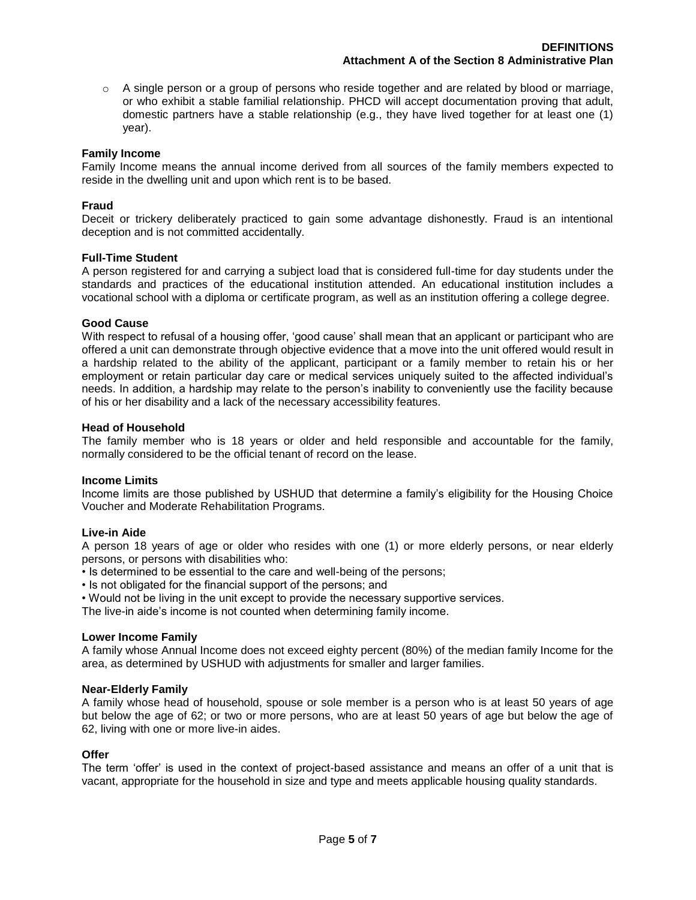- A single person or a group of persons who reside together and are related by blood or marriage, or who exhibit a stable familial relationship. PHCD will accept documentation proving that adult, domestic partners have a stable relationship (e.g., they have lived together for at least one (1) year).

**Family Income**
Family Income means the annual income derived from all sources of the family members expected to reside in the dwelling unit and upon which rent is to be based.

**Fraud**
Deceit or trickery deliberately practiced to gain some advantage dishonestly. Fraud is an intentional deception and is not committed accidentally.

**Full-Time Student**
A person registered for and carrying a subject load that is considered full-time for day students under the standards and practices of the educational institution attended. An educational institution includes a vocational school with a diploma or certificate program, as well as an institution offering a college degree.

**Good Cause**
With respect to refusal of a housing offer, 'good cause' shall mean that an applicant or participant who are offered a unit can demonstrate through objective evidence that a move into the unit offered would result in a hardship related to the ability of the applicant, participant or a family member to retain his or her employment or retain particular day care or medical services uniquely suited to the affected individual's needs. In addition, a hardship may relate to the person's inability to conveniently use the facility because of his or her disability and a lack of the necessary accessibility features.

**Head of Household**
The family member who is 18 years or older and held responsible and accountable for the family, normally considered to be the official tenant of record on the lease.

**Income Limits**
Income limits are those published by USHUD that determine a family's eligibility for the Housing Choice Voucher and Moderate Rehabilitation Programs.

**Live-in Aide**
A person 18 years of age or older who resides with one (1) or more elderly persons, or near elderly persons, or persons with disabilities who:

- Is determined to be essential to the care and well-being of the persons;
- Is not obligated for the financial support of the persons; and
- Would not be living in the unit except to provide the necessary supportive services.

The live-in aide's income is not counted when determining family income.

**Lower Income Family**
A family whose Annual Income does not exceed eighty percent (80%) of the median family Income for the area, as determined by USHUD with adjustments for smaller and larger families.

**Near-Elderly Family**
A family whose head of household, spouse or sole member is a person who is at least 50 years of age but below the age of 62; or two or more persons, who are at least 50 years of age but below the age of 62, living with one or more live-in aides.

**Offer**
The term 'offer' is used in the context of project-based assistance and means an offer of a unit that is vacant, appropriate for the household in size and type and meets applicable housing quality standards.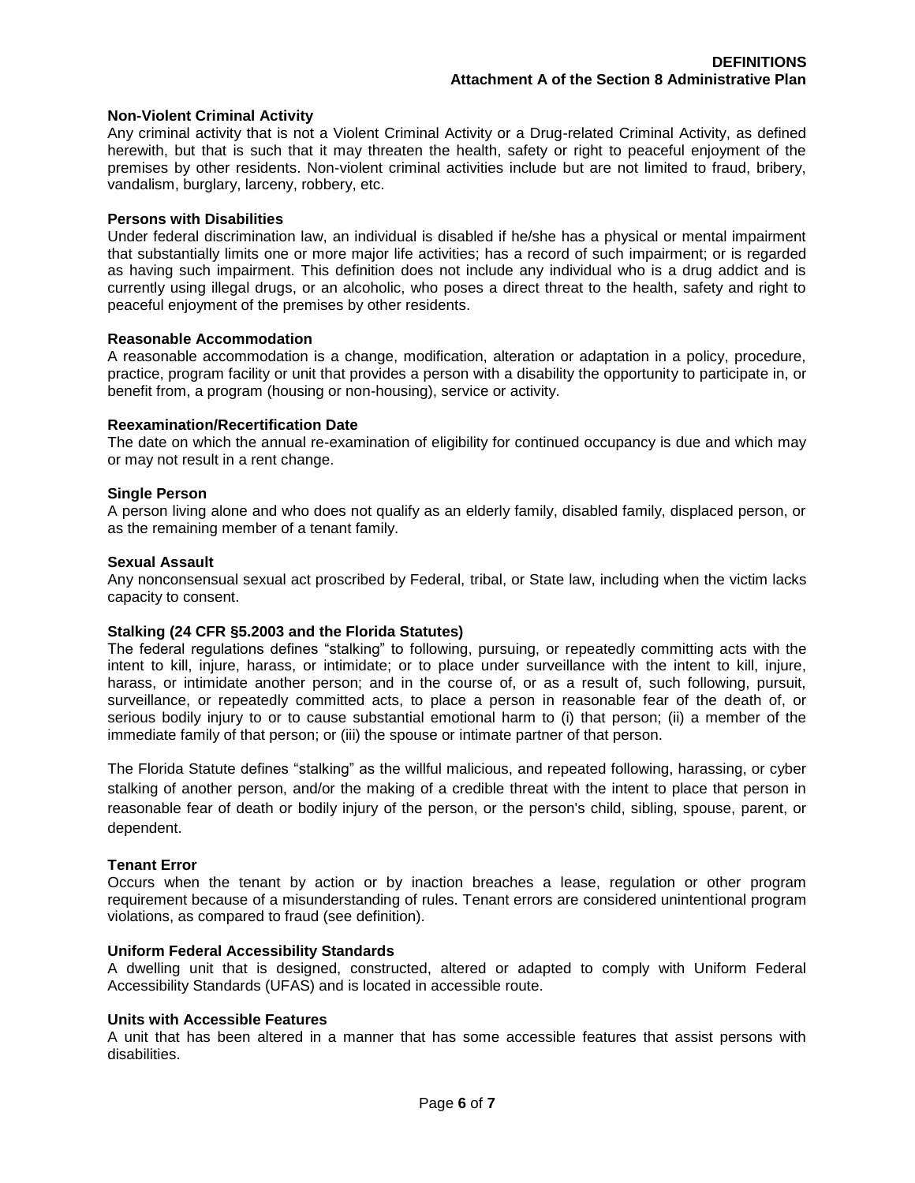**Non-Violent Criminal Activity**

Any criminal activity that is not a Violent Criminal Activity or a Drug-related Criminal Activity, as defined herewith, but that is such that it may threaten the health, safety or right to peaceful enjoyment of the premises by other residents. Non-violent criminal activities include but are not limited to fraud, bribery, vandalism, burglary, larceny, robbery, etc.

**Persons with Disabilities**

Under federal discrimination law, an individual is disabled if he/she has a physical or mental impairment that substantially limits one or more major life activities; has a record of such impairment; or is regarded as having such impairment. This definition does not include any individual who is a drug addict and is currently using illegal drugs, or an alcoholic, who poses a direct threat to the health, safety and right to peaceful enjoyment of the premises by other residents.

**Reasonable Accommodation**

A reasonable accommodation is a change, modification, alteration or adaptation in a policy, procedure, practice, program facility or unit that provides a person with a disability the opportunity to participate in, or benefit from, a program (housing or non-housing), service or activity.

**Reexamination/Recertification Date**

The date on which the annual re-examination of eligibility for continued occupancy is due and which may or may not result in a rent change.

**Single Person**

A person living alone and who does not qualify as an elderly family, disabled family, displaced person, or as the remaining member of a tenant family.

**Sexual Assault**

Any nonconsensual sexual act proscribed by Federal, tribal, or State law, including when the victim lacks capacity to consent.

**Stalking (24 CFR §5.2003 and the Florida Statutes)**

The federal regulations defines "stalking" to following, pursuing, or repeatedly committing acts with the intent to kill, injure, harass, or intimidate; or to place under surveillance with the intent to kill, injure, harass, or intimidate another person; and in the course of, or as a result of, such following, pursuit, surveillance, or repeatedly committed acts, to place a person in reasonable fear of the death of, or serious bodily injury to or to cause substantial emotional harm to (i) that person; (ii) a member of the immediate family of that person; or (iii) the spouse or intimate partner of that person.

The Florida Statute defines "stalking" as the willful malicious, and repeated following, harassing, or cyber stalking of another person, and/or the making of a credible threat with the intent to place that person in reasonable fear of death or bodily injury of the person, or the person's child, sibling, spouse, parent, or dependent.

**Tenant Error**

Occurs when the tenant by action or by inaction breaches a lease, regulation or other program requirement because of a misunderstanding of rules. Tenant errors are considered unintentional program violations, as compared to fraud (see definition).

**Uniform Federal Accessibility Standards**

A dwelling unit that is designed, constructed, altered or adapted to comply with Uniform Federal Accessibility Standards (UFAS) and is located in accessible route.

**Units with Accessible Features**

A unit that has been altered in a manner that has some accessible features that assist persons with disabilities.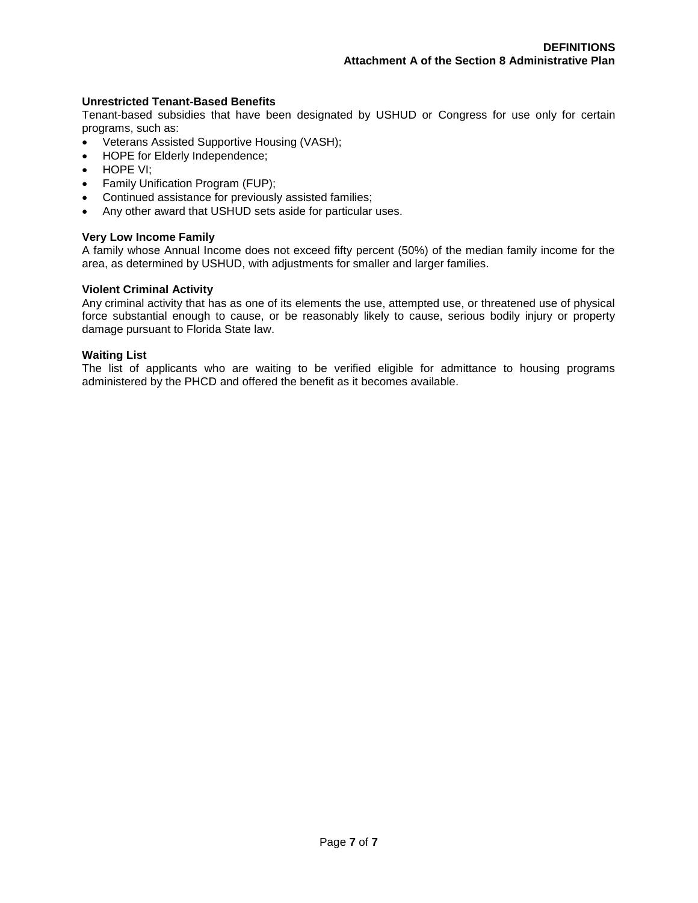**Unrestricted Tenant-Based Benefits**
Tenant-based subsidies that have been designated by USHUD or Congress for use only for certain programs, such as:

- Veterans Assisted Supportive Housing (VASH);
- HOPE for Elderly Independence;
- HOPE VI;
- Family Unification Program (FUP);
- Continued assistance for previously assisted families;
- Any other award that USHUD sets aside for particular uses.

**Very Low Income Family**
A family whose Annual Income does not exceed fifty percent (50%) of the median family income for the area, as determined by USHUD, with adjustments for smaller and larger families.

**Violent Criminal Activity**
Any criminal activity that has as one of its elements the use, attempted use, or threatened use of physical force substantial enough to cause, or be reasonably likely to cause, serious bodily injury or property damage pursuant to Florida State law.

**Waiting List**
The list of applicants who are waiting to be verified eligible for admittance to housing programs administered by the PHCD and offered the benefit as it becomes available.